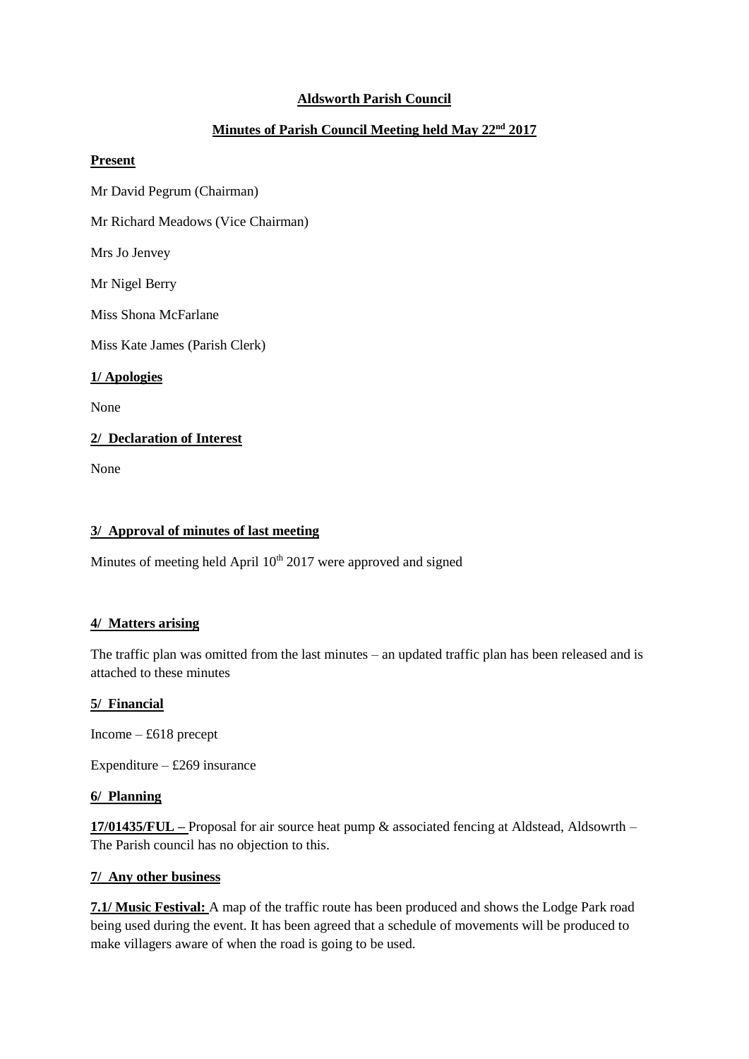**Aldsworth Parish Council**

**Minutes of Parish Council Meeting held May 22nd 2017**

**Present**

Mr David Pegrum (Chairman)

Mr Richard Meadows (Vice Chairman)

Mrs Jo Jenvey

Mr Nigel Berry

Miss Shona McFarlane

Miss Kate James (Parish Clerk)

**1/ Apologies**

None

**2/ Declaration of Interest**

None

**3/ Approval of minutes of last meeting**

Minutes of meeting held April 10th 2017 were approved and signed

**4/ Matters arising**

The traffic plan was omitted from the last minutes – an updated traffic plan has been released and is attached to these minutes

**5/ Financial**

Income – £618 precept

Expenditure – £269 insurance

**6/ Planning**

**17/01435/FUL –** Proposal for air source heat pump & associated fencing at Aldstead, Aldsowrth – The Parish council has no objection to this.

**7/ Any other business**

**7.1/ Music Festival:** A map of the traffic route has been produced and shows the Lodge Park road being used during the event. It has been agreed that a schedule of movements will be produced to make villagers aware of when the road is going to be used.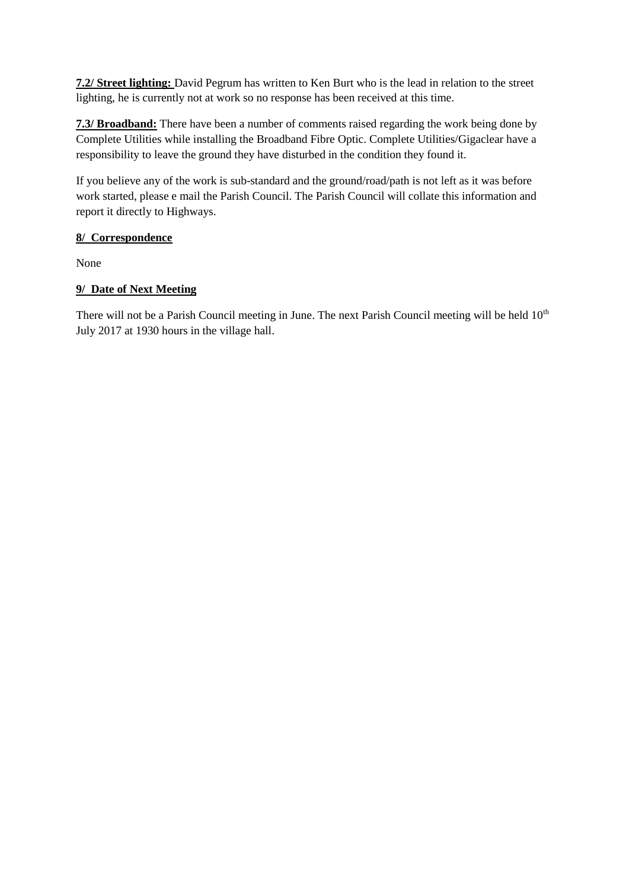**7.2/ Street lighting:** David Pegrum has written to Ken Burt who is the lead in relation to the street lighting, he is currently not at work so no response has been received at this time.

**7.3/ Broadband:** There have been a number of comments raised regarding the work being done by Complete Utilities while installing the Broadband Fibre Optic. Complete Utilities/Gigaclear have a responsibility to leave the ground they have disturbed in the condition they found it.

If you believe any of the work is sub-standard and the ground/road/path is not left as it was before work started, please e mail the Parish Council. The Parish Council will collate this information and report it directly to Highways.

**8/ Correspondence**

None

**9/ Date of Next Meeting**

There will not be a Parish Council meeting in June. The next Parish Council meeting will be held 10th July 2017 at 1930 hours in the village hall.